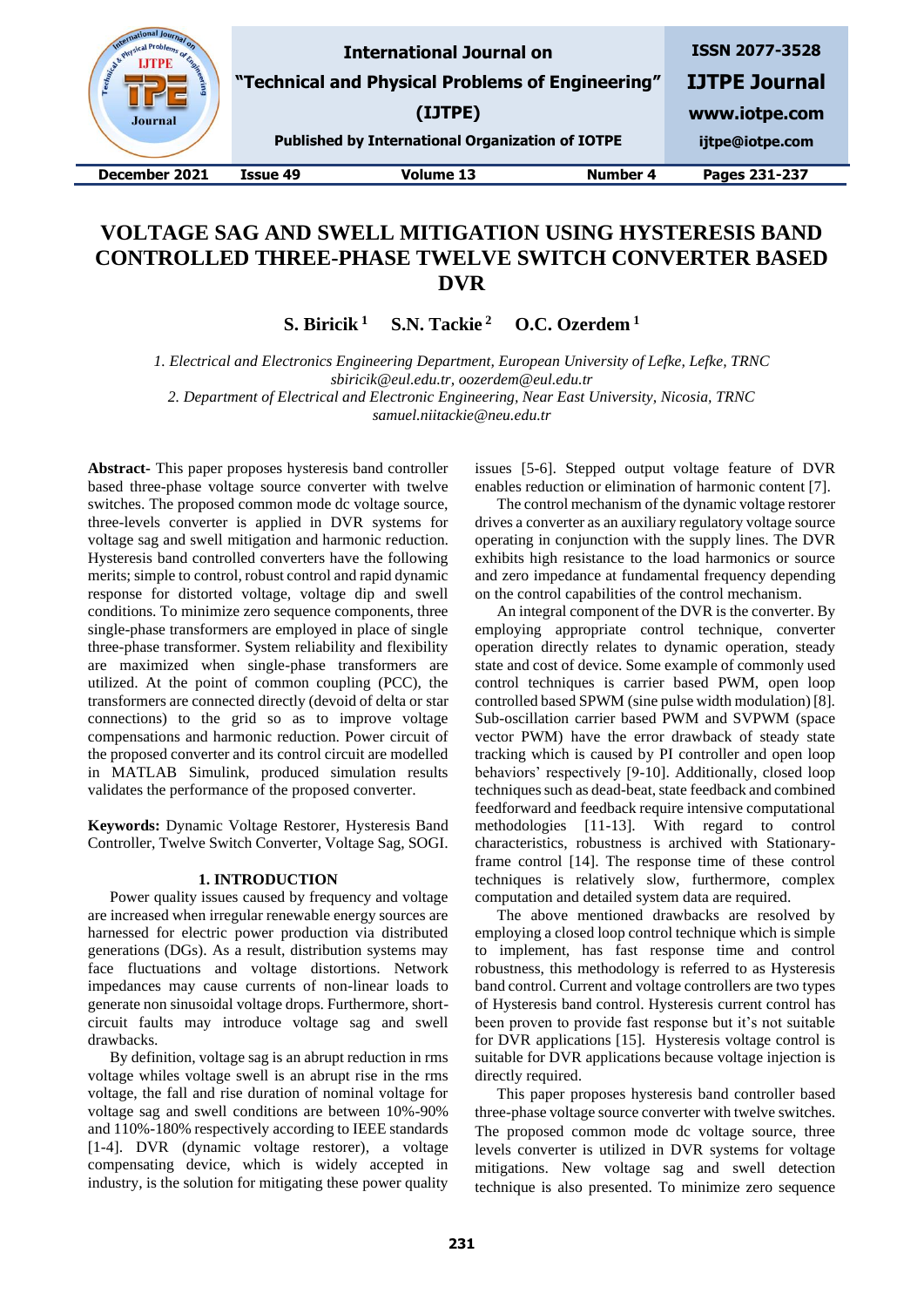# VOLTAGE SAG AND SWELL MITIGATION USING HYSTERESIS BAND CONTROLLED THREE-PHASE TWELVE SWITCH CONVERTER BASED DVR

**S. Biricik [1]   S.N. Tackie [2]   O.C. Ozerdem [1]**

*1. Electrical and Electronics Engineering Department, European University of Lefke, Lefke, TRNC*
*sbiricik@eul.edu.tr, oozerdem@eul.edu.tr*
*2. Department of Electrical and Electronic Engineering, Near East University, Nicosia, TRNC*
*samuel.niitackie@neu.edu.tr*

**Abstract-** This paper proposes hysteresis band controller based three-phase voltage source converter with twelve switches. The proposed common mode dc voltage source, three-levels converter is applied in DVR systems for voltage sag and swell mitigation and harmonic reduction. Hysteresis band controlled converters have the following merits; simple to control, robust control and rapid dynamic response for distorted voltage, voltage dip and swell conditions. To minimize zero sequence components, three single-phase transformers are employed in place of single three-phase transformer. System reliability and flexibility are maximized when single-phase transformers are utilized. At the point of common coupling (PCC), the transformers are connected directly (devoid of delta or star connections) to the grid so as to improve voltage compensations and harmonic reduction. Power circuit of the proposed converter and its control circuit are modelled in MATLAB Simulink, produced simulation results validates the performance of the proposed converter.

**Keywords:** Dynamic Voltage Restorer, Hysteresis Band Controller, Twelve Switch Converter, Voltage Sag, SOGI.

## 1. INTRODUCTION

Power quality issues caused by frequency and voltage are increased when irregular renewable energy sources are harnessed for electric power production via distributed generations (DGs). As a result, distribution systems may face fluctuations and voltage distortions. Network impedances may cause currents of non-linear loads to generate non sinusoidal voltage drops. Furthermore, short-circuit faults may introduce voltage sag and swell drawbacks.

By definition, voltage sag is an abrupt reduction in rms voltage whiles voltage swell is an abrupt rise in the rms voltage, the fall and rise duration of nominal voltage for voltage sag and swell conditions are between 10%-90% and 110%-180% respectively according to IEEE standards [1-4]. DVR (dynamic voltage restorer), a voltage compensating device, which is widely accepted in industry, is the solution for mitigating these power quality issues [5-6]. Stepped output voltage feature of DVR enables reduction or elimination of harmonic content [7].

The control mechanism of the dynamic voltage restorer drives a converter as an auxiliary regulatory voltage source operating in conjunction with the supply lines. The DVR exhibits high resistance to the load harmonics or source and zero impedance at fundamental frequency depending on the control capabilities of the control mechanism.

An integral component of the DVR is the converter. By employing appropriate control technique, converter operation directly relates to dynamic operation, steady state and cost of device. Some example of commonly used control techniques is carrier based PWM, open loop controlled based SPWM (sine pulse width modulation) [8]. Sub-oscillation carrier based PWM and SVPWM (space vector PWM) have the error drawback of steady state tracking which is caused by PI controller and open loop behaviors' respectively [9-10]. Additionally, closed loop techniques such as dead-beat, state feedback and combined feedforward and feedback require intensive computational methodologies [11-13]. With regard to control characteristics, robustness is archived with Stationary-frame control [14]. The response time of these control techniques is relatively slow, furthermore, complex computation and detailed system data are required.

The above mentioned drawbacks are resolved by employing a closed loop control technique which is simple to implement, has fast response time and control robustness, this methodology is referred to as Hysteresis band control. Current and voltage controllers are two types of Hysteresis band control. Hysteresis current control has been proven to provide fast response but it's not suitable for DVR applications [15]. Hysteresis voltage control is suitable for DVR applications because voltage injection is directly required.

This paper proposes hysteresis band controller based three-phase voltage source converter with twelve switches. The proposed common mode dc voltage source, three levels converter is utilized in DVR systems for voltage mitigations. New voltage sag and swell detection technique is also presented. To minimize zero sequence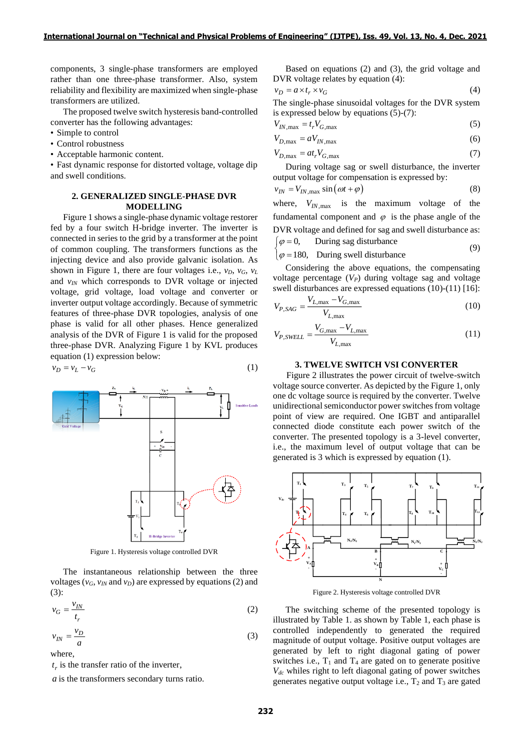components, 3 single-phase transformers are employed rather than one three-phase transformer. Also, system reliability and flexibility are maximized when single-phase transformers are utilized.

The proposed twelve switch hysteresis band-controlled converter has the following advantages:

- Simple to control
- Control robustness
- Acceptable harmonic content.
- Fast dynamic response for distorted voltage, voltage dip and swell conditions.

## 2. GENERALIZED SINGLE-PHASE DVR MODELLING

Figure 1 shows a single-phase dynamic voltage restorer fed by a four switch H-bridge inverter. The inverter is connected in series to the grid by a transformer at the point of common coupling. The transformers functions as the injecting device and also provide galvanic isolation. As shown in Figure 1, there are four voltages i.e., $v_D$, $v_G$, $v_L$ and $v_{IN}$ which corresponds to DVR voltage or injected voltage, grid voltage, load voltage and converter or inverter output voltage accordingly. Because of symmetric features of three-phase DVR topologies, analysis of one phase is valid for all other phases. Hence generalized analysis of the DVR of Figure 1 is valid for the proposed three-phase DVR. Analyzing Figure 1 by KVL produces equation (1) expression below:

$$v_D = v_L - v_G \tag{1}$$

Figure 1. Hysteresis voltage controlled DVR

The instantaneous relationship between the three voltages ($v_G$, $v_{IN}$ and $v_D$) are expressed by equations (2) and (3):

$$v_G = \frac{v_{IN}}{t_r} \tag{2}$$

$$v_{IN} = \frac{v_D}{a} \tag{3}$$

where,

$t_r$ is the transfer ratio of the inverter,

$a$ is the transformers secondary turns ratio.

Based on equations (2) and (3), the grid voltage and DVR voltage relates by equation (4):

$$v_D = a \times t_r \times v_G \tag{4}$$

The single-phase sinusoidal voltages for the DVR system is expressed below by equations (5)-(7):

$$V_{IN,\max} = t_r V_{G,\max} \tag{5}$$

$$V_{D,\max} = a V_{IN,\max} \tag{6}$$

$$V_{D,\max} = a t_r V_{G,\max} \tag{7}$$

During voltage sag or swell disturbance, the inverter output voltage for compensation is expressed by:

$$v_{IN} = V_{IN,\max} \sin(\omega t + \varphi) \tag{8}$$

where, $V_{IN,\max}$ is the maximum voltage of the fundamental component and $\varphi$ is the phase angle of the DVR voltage and defined for sag and swell disturbance as:

$$\begin{cases} \varphi = 0, & \text{During sag disturbance} \\ \varphi = 180, & \text{During swell disturbance} \end{cases} \tag{9}$$

Considering the above equations, the compensating voltage percentage ($V_P$) during voltage sag and voltage swell disturbances are expressed equations (10)-(11) [16]:

$$V_{P,SAG} = \frac{V_{L,\max} - V_{G,\max}}{V_{L,\max}} \tag{10}$$

$$V_{P,SWELL} = \frac{V_{G,\max} - V_{L,\max}}{V_{L,\max}} \tag{11}$$

## 3. TWELVE SWITCH VSI CONVERTER

Figure 2 illustrates the power circuit of twelve-switch voltage source converter. As depicted by the Figure 1, only one dc voltage source is required by the converter. Twelve unidirectional semiconductor power switches from voltage point of view are required. One IGBT and antiparallel connected diode constitute each power switch of the converter. The presented topology is a 3-level converter, i.e., the maximum level of output voltage that can be generated is 3 which is expressed by equation (1).

Figure 2. Hysteresis voltage controlled DVR

The switching scheme of the presented topology is illustrated by Table 1. as shown by Table 1, each phase is controlled independently to generated the required magnitude of output voltage. Positive output voltages are generated by left to right diagonal gating of power switches i.e., $T_1$ and $T_4$ are gated on to generate positive $V_{dc}$ whiles right to left diagonal gating of power switches generates negative output voltage i.e., $T_2$ and $T_3$ are gated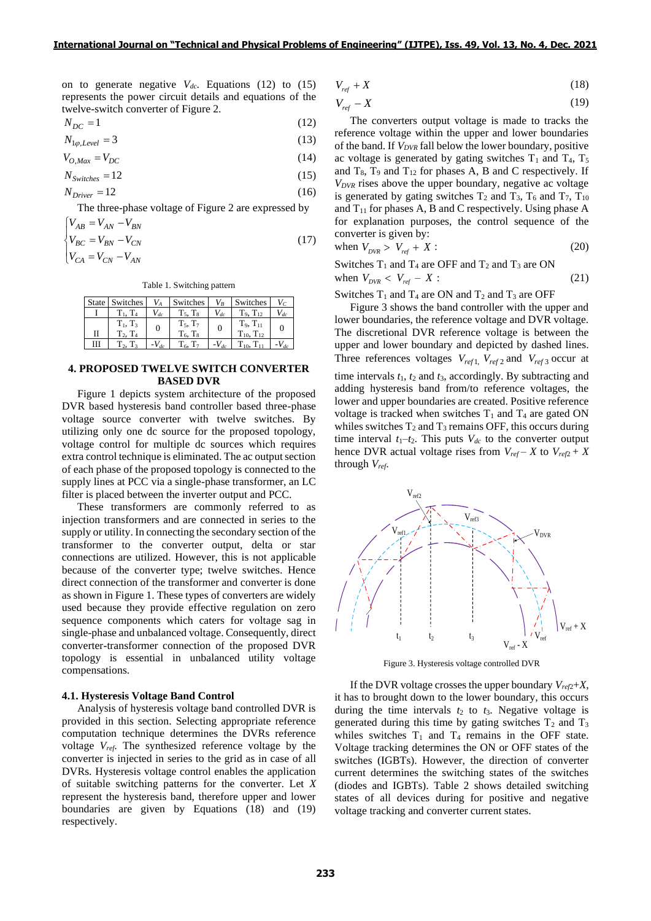on to generate negative $V_{dc}$. Equations (12) to (15) represents the power circuit details and equations of the twelve-switch converter of Figure 2.

$$N_{DC} = 1 \quad (12)$$

$$N_{1\varphi,Level} = 3 \quad (13)$$

$$V_{O,Max} = V_{DC} \quad (14)$$

$$N_{Switches} = 12 \quad (15)$$

$$N_{Driver} = 12 \quad (16)$$

The three-phase voltage of Figure 2 are expressed by

$$\begin{cases} V_{AB} = V_{AN} - V_{BN} \\ V_{BC} = V_{BN} - V_{CN} \\ V_{CA} = V_{CN} - V_{AN} \end{cases} \quad (17)$$

Table 1. Switching pattern

| State | Switches | $V_A$ | Switches | $V_B$ | Switches | $V_C$ |
|---|---|---|---|---|---|---|
| I | $T_1$, $T_4$ | $V_{dc}$ | $T_5$, $T_8$ | $V_{dc}$ | $T_9$, $T_{12}$ | $V_{dc}$ |
| II | $T_1$, $T_3$ $T_2$, $T_4$ | 0 | $T_5$, $T_7$ $T_6$, $T_8$ | 0 | $T_9$, $T_{11}$ $T_{10}$, $T_{12}$ | 0 |
| III | $T_2$, $T_3$ | $-V_{dc}$ | $T_6$, $T_7$ | $-V_{dc}$ | $T_{10}$, $T_{11}$ | $-V_{dc}$ |

## 4. PROPOSED TWELVE SWITCH CONVERTER BASED DVR

Figure 1 depicts system architecture of the proposed DVR based hysteresis band controller based three-phase voltage source converter with twelve switches. By utilizing only one dc source for the proposed topology, voltage control for multiple dc sources which requires extra control technique is eliminated. The ac output section of each phase of the proposed topology is connected to the supply lines at PCC via a single-phase transformer, an LC filter is placed between the inverter output and PCC.

These transformers are commonly referred to as injection transformers and are connected in series to the supply or utility. In connecting the secondary section of the transformer to the converter output, delta or star connections are utilized. However, this is not applicable because of the converter type; twelve switches. Hence direct connection of the transformer and converter is done as shown in Figure 1. These types of converters are widely used because they provide effective regulation on zero sequence components which caters for voltage sag in single-phase and unbalanced voltage. Consequently, direct converter-transformer connection of the proposed DVR topology is essential in unbalanced utility voltage compensations.

### 4.1. Hysteresis Voltage Band Control

Analysis of hysteresis voltage band controlled DVR is provided in this section. Selecting appropriate reference computation technique determines the DVRs reference voltage $V_{ref}$. The synthesized reference voltage by the converter is injected in series to the grid as in case of all DVRs. Hysteresis voltage control enables the application of suitable switching patterns for the converter. Let $X$ represent the hysteresis band, therefore upper and lower boundaries are given by Equations (18) and (19) respectively.

$$V_{ref} + X \quad (18)$$

$$V_{ref} - X \quad (19)$$

The converters output voltage is made to tracks the reference voltage within the upper and lower boundaries of the band. If $V_{DVR}$ fall below the lower boundary, positive ac voltage is generated by gating switches $T_1$ and $T_4$, $T_5$ and $T_8$, $T_9$ and $T_{12}$ for phases A, B and C respectively. If $V_{DVR}$ rises above the upper boundary, negative ac voltage is generated by gating switches $T_2$ and $T_3$, $T_6$ and $T_7$, $T_{10}$ and $T_{11}$ for phases A, B and C respectively. Using phase A for explanation purposes, the control sequence of the converter is given by:

when $V_{DVR} > V_{ref} + X$ : (20)

Switches $T_1$ and $T_4$ are OFF and $T_2$ and $T_3$ are ON

when $V_{DVR} < V_{ref} - X$ : (21)

Switches $T_1$ and $T_4$ are ON and $T_2$ and $T_3$ are OFF

Figure 3 shows the band controller with the upper and lower boundaries, the reference voltage and DVR voltage. The discretional DVR reference voltage is between the upper and lower boundary and depicted by dashed lines. Three references voltages $V_{ref1}$, $V_{ref2}$ and $V_{ref3}$ occur at time intervals $t_1$, $t_2$ and $t_3$, accordingly. By subtracting and adding hysteresis band from/to reference voltages, the lower and upper boundaries are created. Positive reference voltage is tracked when switches $T_1$ and $T_4$ are gated ON whiles switches $T_2$ and $T_3$ remains OFF, this occurs during time interval $t_1$–$t_2$. This puts $V_{dc}$ to the converter output hence DVR actual voltage rises from $V_{ref} - X$ to $V_{ref2} + X$ through $V_{ref}$.

Figure 3. Hysteresis voltage controlled DVR

If the DVR voltage crosses the upper boundary $V_{ref2}+X$, it has to brought down to the lower boundary, this occurs during the time intervals $t_2$ to $t_3$. Negative voltage is generated during this time by gating switches $T_2$ and $T_3$ whiles switches $T_1$ and $T_4$ remains in the OFF state. Voltage tracking determines the ON or OFF states of the switches (IGBTs). However, the direction of converter current determines the switching states of the switches (diodes and IGBTs). Table 2 shows detailed switching states of all devices during for positive and negative voltage tracking and converter current states.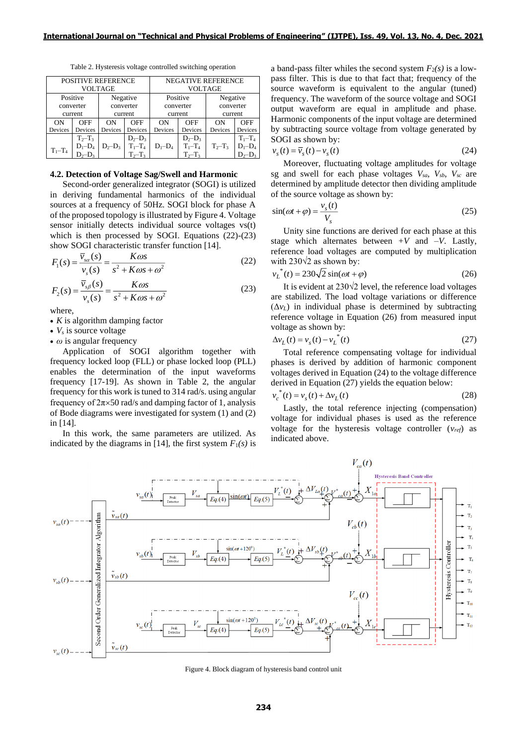Table 2. Hysteresis voltage controlled switching operation

| POSITIVE REFERENCE VOLTAGE | | | | NEGATIVE REFERENCE VOLTAGE | | | |
|---|---|---|---|---|---|---|---|
| Positive converter current | | Negative converter current | | Positive converter current | | Negative converter current | |
| ON Devices | OFF Devices | ON Devices | OFF Devices | ON Devices | OFF Devices | ON Devices | OFF Devices |
| $T_1$–$T_4$ | $T_2$–$T_3$ $D_1$–$D_4$ $D_2$–$D_3$ | $D_2$–$D_3$ | $D_2$–$D_3$ $T_1$–$T_4$ $T_2$–$T_3$ | $D_1$–$D_4$ | $D_2$–$D_3$ $T_1$–$T_4$ $T_2$–$T_3$ | $T_2$–$T_3$ | $T_1$–$T_4$ $D_1$–$D_4$ $D_2$–$D_3$ |

### 4.2. Detection of Voltage Sag/Swell and Harmonic

Second-order generalized integrator (SOGI) is utilized in deriving fundamental harmonics of the individual sources at a frequency of 50Hz. SOGI block for phase A of the proposed topology is illustrated by Figure 4. Voltage sensor initially detects individual source voltages vs(t) which is then processed by SOGI. Equations (22)-(23) show SOGI characteristic transfer function [14].

$$F_1(s) = \frac{\bar{v}_{s\alpha}(s)}{v_s(s)} = \frac{K\omega s}{s^2 + K\omega s + \omega^2} \tag{22}$$

$$F_2(s) = \frac{\bar{v}_{s\beta}(s)}{v_s(s)} = \frac{K\omega s}{s^2 + K\omega s + \omega^2} \tag{23}$$

where,

- $K$ is algorithm damping factor
- $V_s$ is source voltage
- $\omega$ is angular frequency

Application of SOGI algorithm together with frequency locked loop (FLL) or phase locked loop (PLL) enables the determination of the input waveforms frequency [17-19]. As shown in Table 2, the angular frequency for this work is tuned to 314 rad/s. using angular frequency of $2\pi\times50$ rad/s and damping factor of 1, analysis of Bode diagrams were investigated for system (1) and (2) in [14].

In this work, the same parameters are utilized. As indicated by the diagrams in [14], the first system $F_1(s)$ is a band-pass filter whiles the second system $F_2(s)$ is a low-pass filter. This is due to that fact that; frequency of the source waveform is equivalent to the angular (tuned) frequency. The waveform of the source voltage and SOGI output waveform are equal in amplitude and phase. Harmonic components of the input voltage are determined by subtracting source voltage from voltage generated by SOGI as shown by:

$$v_s(t) = \bar{v}_s(t) - v_s(t) \tag{24}$$

Moreover, fluctuating voltage amplitudes for voltage sg and swell for each phase voltages $V_{sa}$, $V_{sb}$, $V_{sc}$ are determined by amplitude detector then dividing amplitude of the source voltage as shown by:

$$\sin(\omega t + \varphi) = \frac{v_s(t)}{V_s} \tag{25}$$

Unity sine functions are derived for each phase at this stage which alternates between $+V$ and $-V$. Lastly, reference load voltages are computed by multiplication with $230\sqrt{2}$ as shown by:

$$v_L^*(t) = 230\sqrt{2}\sin(\omega t + \varphi) \tag{26}$$

It is evident at $230\sqrt{2}$ level, the reference load voltages are stabilized. The load voltage variations or difference ($\Delta v_L$) in individual phase is determined by subtracting reference voltage in Equation (26) from measured input voltage as shown by:

$$\Delta v_L(t) = v_s(t) - v_L^*(t) \tag{27}$$

Total reference compensating voltage for individual phases is derived by addition of harmonic component voltages derived in Equation (24) to the voltage difference derived in Equation (27) yields the equation below:

$$v_c^*(t) = v_s(t) + \Delta v_L(t) \tag{28}$$

Lastly, the total reference injecting (compensation) voltage for individual phases is used as the reference voltage for the hysteresis voltage controller ($v_{ref}$) as indicated above.

Figure 4. Block diagram of hysteresis band control unit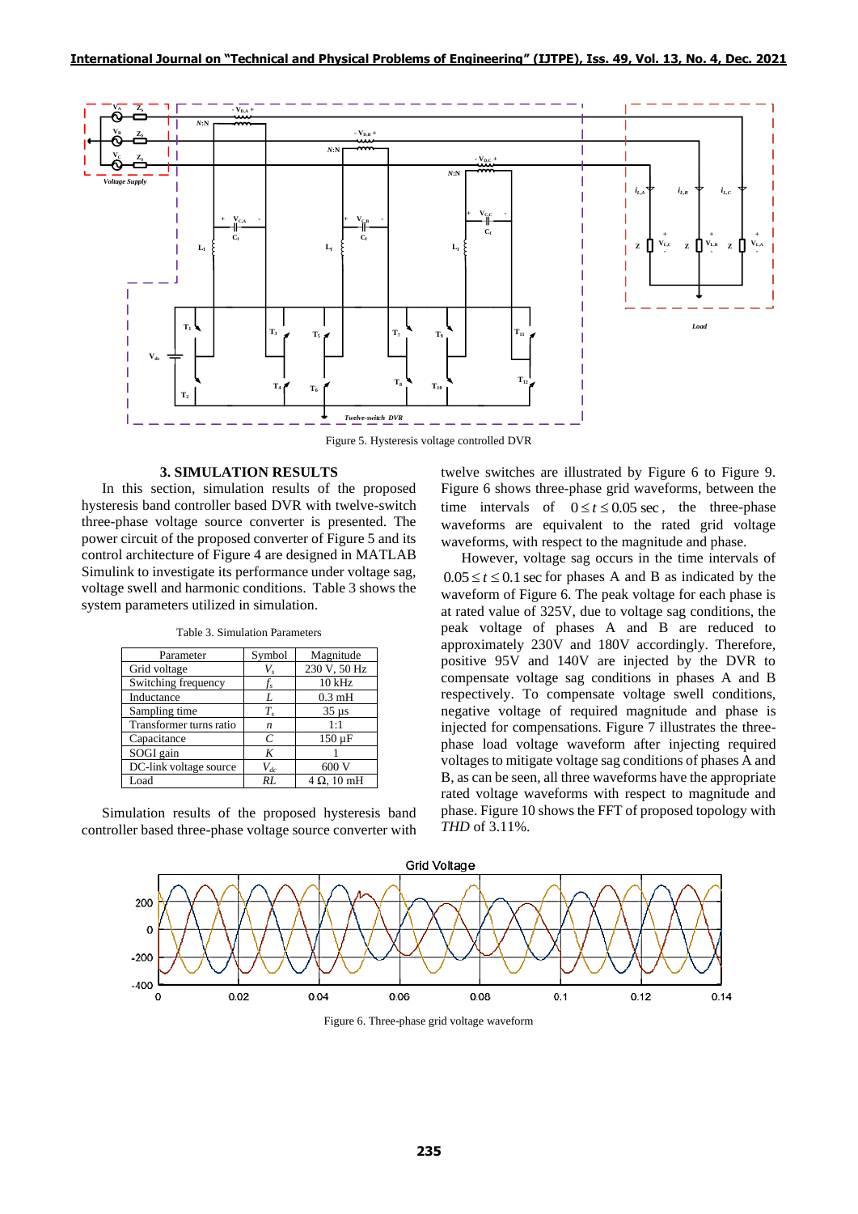Figure 5. Hysteresis voltage controlled DVR

### 3. SIMULATION RESULTS

In this section, simulation results of the proposed hysteresis band controller based DVR with twelve-switch three-phase voltage source converter is presented. The power circuit of the proposed converter of Figure 5 and its control architecture of Figure 4 are designed in MATLAB Simulink to investigate its performance under voltage sag, voltage swell and harmonic conditions. Table 3 shows the system parameters utilized in simulation.

Table 3. Simulation Parameters

| Parameter | Symbol | Magnitude |
|---|---|---|
| Grid voltage | $V_s$ | 230 V, 50 Hz |
| Switching frequency | $f_s$ | 10 kHz |
| Inductance | $L$ | 0.3 mH |
| Sampling time | $T_s$ | 35 µs |
| Transformer turns ratio | $n$ | 1:1 |
| Capacitance | $C$ | 150 µF |
| SOGI gain | $K$ | 1 |
| DC-link voltage source | $V_{dc}$ | 600 V |
| Load | $RL$ | 4 Ω, 10 mH |

Simulation results of the proposed hysteresis band controller based three-phase voltage source converter with twelve switches are illustrated by Figure 6 to Figure 9. Figure 6 shows three-phase grid waveforms, between the time intervals of $0 \le t \le 0.05$ sec, the three-phase waveforms are equivalent to the rated grid voltage waveforms, with respect to the magnitude and phase.

However, voltage sag occurs in the time intervals of $0.05 \le t \le 0.1$ sec for phases A and B as indicated by the waveform of Figure 6. The peak voltage for each phase is at rated value of 325V, due to voltage sag conditions, the peak voltage of phases A and B are reduced to approximately 230V and 180V accordingly. Therefore, positive 95V and 140V are injected by the DVR to compensate voltage sag conditions in phases A and B respectively. To compensate voltage swell conditions, negative voltage of required magnitude and phase is injected for compensations. Figure 7 illustrates the three-phase load voltage waveform after injecting required voltages to mitigate voltage sag conditions of phases A and B, as can be seen, all three waveforms have the appropriate rated voltage waveforms with respect to magnitude and phase. Figure 10 shows the FFT of proposed topology with *THD* of 3.11%.

Figure 6. Three-phase grid voltage waveform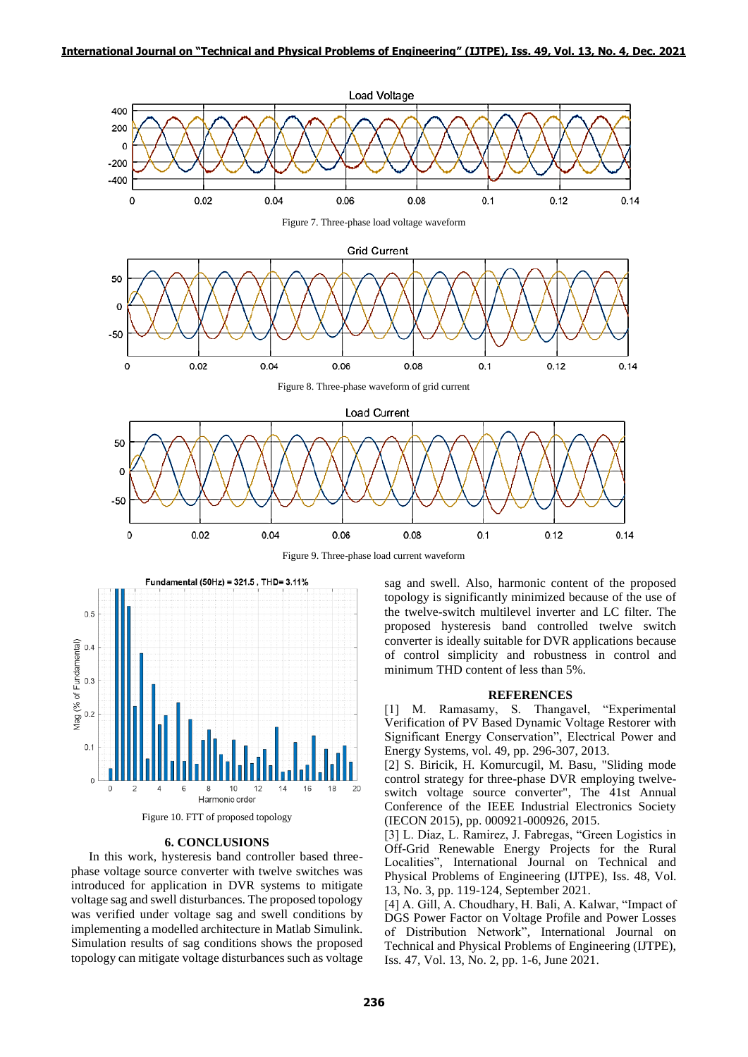Figure 7. Three-phase load voltage waveform

Figure 8. Three-phase waveform of grid current

Figure 9. Three-phase load current waveform

Figure 10. FTT of proposed topology

## 6. CONCLUSIONS

In this work, hysteresis band controller based three-phase voltage source converter with twelve switches was introduced for application in DVR systems to mitigate voltage sag and swell disturbances. The proposed topology was verified under voltage sag and swell conditions by implementing a modelled architecture in Matlab Simulink. Simulation results of sag conditions shows the proposed topology can mitigate voltage disturbances such as voltage sag and swell. Also, harmonic content of the proposed topology is significantly minimized because of the use of the twelve-switch multilevel inverter and LC filter. The proposed hysteresis band controlled twelve switch converter is ideally suitable for DVR applications because of control simplicity and robustness in control and minimum THD content of less than 5%.

## REFERENCES

[1] M. Ramasamy, S. Thangavel, "Experimental Verification of PV Based Dynamic Voltage Restorer with Significant Energy Conservation", Electrical Power and Energy Systems, vol. 49, pp. 296-307, 2013.

[2] S. Biricik, H. Komurcugil, M. Basu, "Sliding mode control strategy for three-phase DVR employing twelve-switch voltage source converter", The 41st Annual Conference of the IEEE Industrial Electronics Society (IECON 2015), pp. 000921-000926, 2015.

[3] L. Diaz, L. Ramirez, J. Fabregas, "Green Logistics in Off-Grid Renewable Energy Projects for the Rural Localities", International Journal on Technical and Physical Problems of Engineering (IJTPE), Iss. 48, Vol. 13, No. 3, pp. 119-124, September 2021.

[4] A. Gill, A. Choudhary, H. Bali, A. Kalwar, "Impact of DGS Power Factor on Voltage Profile and Power Losses of Distribution Network", International Journal on Technical and Physical Problems of Engineering (IJTPE), Iss. 47, Vol. 13, No. 2, pp. 1-6, June 2021.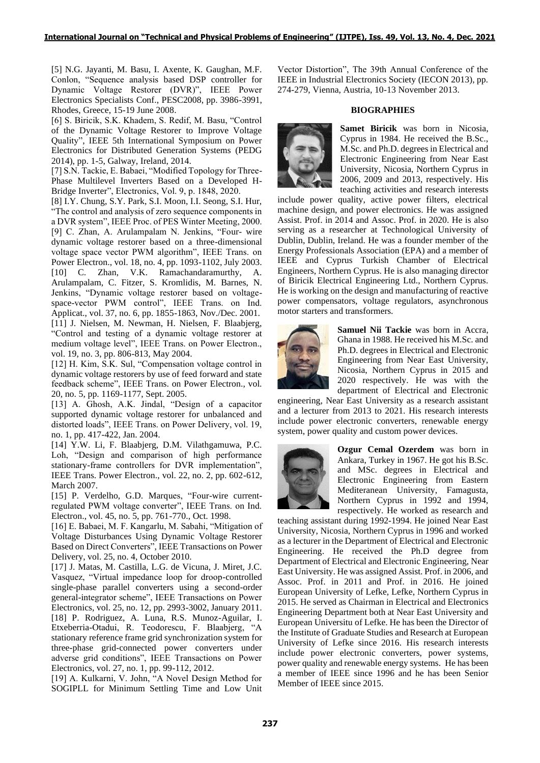[5] N.G. Jayanti, M. Basu, I. Axente, K. Gaughan, M.F. Conlon, "Sequence analysis based DSP controller for Dynamic Voltage Restorer (DVR)", IEEE Power Electronics Specialists Conf., PESC2008, pp. 3986-3991, Rhodes, Greece, 15-19 June 2008.

[6] S. Biricik, S.K. Khadem, S. Redif, M. Basu, "Control of the Dynamic Voltage Restorer to Improve Voltage Quality", IEEE 5th International Symposium on Power Electronics for Distributed Generation Systems (PEDG 2014), pp. 1-5, Galway, Ireland, 2014.

[7] S.N. Tackie, E. Babaei, "Modified Topology for Three-Phase Multilevel Inverters Based on a Developed H-Bridge Inverter", Electronics, Vol. 9, p. 1848, 2020.

[8] I.Y. Chung, S.Y. Park, S.I. Moon, I.I. Seong, S.I. Hur, "The control and analysis of zero sequence components in a DVR system", IEEE Proc. of PES Winter Meeting, 2000.

[9] C. Zhan, A. Arulampalam N. Jenkins, "Four- wire dynamic voltage restorer based on a three-dimensional voltage space vector PWM algorithm", IEEE Trans. on Power Electron., vol. 18, no. 4, pp. 1093-1102, July 2003.

[10] C. Zhan, V.K. Ramachandaramurthy, A. Arulampalam, C. Fitzer, S. Kromlidis, M. Barnes, N. Jenkins, "Dynamic voltage restorer based on voltage-space-vector PWM control", IEEE Trans. on Ind. Applicat., vol. 37, no. 6, pp. 1855-1863, Nov./Dec. 2001.

[11] J. Nielsen, M. Newman, H. Nielsen, F. Blaabjerg, "Control and testing of a dynamic voltage restorer at medium voltage level", IEEE Trans. on Power Electron., vol. 19, no. 3, pp. 806-813, May 2004.

[12] H. Kim, S.K. Sul, "Compensation voltage control in dynamic voltage restorers by use of feed forward and state feedback scheme", IEEE Trans. on Power Electron., vol. 20, no. 5, pp. 1169-1177, Sept. 2005.

[13] A. Ghosh, A.K. Jindal, "Design of a capacitor supported dynamic voltage restorer for unbalanced and distorted loads", IEEE Trans. on Power Delivery, vol. 19, no. 1, pp. 417-422, Jan. 2004.

[14] Y.W. Li, F. Blaabjerg, D.M. Vilathgamuwa, P.C. Loh, "Design and comparison of high performance stationary-frame controllers for DVR implementation", IEEE Trans. Power Electron., vol. 22, no. 2, pp. 602-612, March 2007.

[15] P. Verdelho, G.D. Marques, "Four-wire current-regulated PWM voltage converter", IEEE Trans. on Ind. Electron., vol. 45, no. 5, pp. 761-770., Oct. 1998.

[16] E. Babaei, M. F. Kangarlu, M. Sabahi, "Mitigation of Voltage Disturbances Using Dynamic Voltage Restorer Based on Direct Converters", IEEE Transactions on Power Delivery, vol. 25, no. 4, October 2010.

[17] J. Matas, M. Castilla, L.G. de Vicuna, J. Miret, J.C. Vasquez, "Virtual impedance loop for droop-controlled single-phase parallel converters using a second-order general-integrator scheme", IEEE Transactions on Power Electronics, vol. 25, no. 12, pp. 2993-3002, January 2011.

[18] P. Rodriguez, A. Luna, R.S. Munoz-Aguilar, I. Etxeberria-Otadui, R. Teodorescu, F. Blaabjerg, "A stationary reference frame grid synchronization system for three-phase grid-connected power converters under adverse grid conditions", IEEE Transactions on Power Electronics, vol. 27, no. 1, pp. 99-112, 2012.

[19] A. Kulkarni, V. John, "A Novel Design Method for SOGIPLL for Minimum Settling Time and Low Unit Vector Distortion", The 39th Annual Conference of the IEEE in Industrial Electronics Society (IECON 2013), pp. 274-279, Vienna, Austria, 10-13 November 2013.

## BIOGRAPHIES

**Samet Biricik** was born in Nicosia, Cyprus in 1984. He received the B.Sc., M.Sc. and Ph.D. degrees in Electrical and Electronic Engineering from Near East University, Nicosia, Northern Cyprus in 2006, 2009 and 2013, respectively. His teaching activities and research interests include power quality, active power filters, electrical machine design, and power electronics. He was assigned Assist. Prof. in 2014 and Assoc. Prof. in 2020. He is also serving as a researcher at Technological University of Dublin, Dublin, Ireland. He was a founder member of the Energy Professionals Association (EPA) and a member of IEEE and Cyprus Turkish Chamber of Electrical Engineers, Northern Cyprus. He is also managing director of Biricik Electrical Engineering Ltd., Northern Cyprus. He is working on the design and manufacturing of reactive power compensators, voltage regulators, asynchronous motor starters and transformers.

**Samuel Nii Tackie** was born in Accra, Ghana in 1988. He received his M.Sc. and Ph.D. degrees in Electrical and Electronic Engineering from Near East University, Nicosia, Northern Cyprus in 2015 and 2020 respectively. He was with the department of Electrical and Electronic engineering, Near East University as a research assistant and a lecturer from 2013 to 2021. His research interests include power electronic converters, renewable energy system, power quality and custom power devices.

**Ozgur Cemal Ozerdem** was born in Ankara, Turkey in 1967. He got his B.Sc. and MSc. degrees in Electrical and Electronic Engineering from Eastern Mediteranean University, Famagusta, Northern Cyprus in 1992 and 1994, respectively. He worked as research and teaching assistant during 1992-1994. He joined Near East University, Nicosia, Northern Cyprus in 1996 and worked as a lecturer in the Department of Electrical and Electronic Engineering. He received the Ph.D degree from Department of Electrical and Electronic Engineering, Near East University. He was assigned Assist. Prof. in 2006, and Assoc. Prof. in 2011 and Prof. in 2016. He joined European University of Lefke, Lefke, Northern Cyprus in 2015. He served as Chairman in Electrical and Electronics Engineering Department both at Near East University and European Universitu of Lefke. He has been the Director of the Institute of Graduate Studies and Research at European University of Lefke since 2016. His research interests include power electronic converters, power systems, power quality and renewable energy systems. He has been a member of IEEE since 1996 and he has been Senior Member of IEEE since 2015.